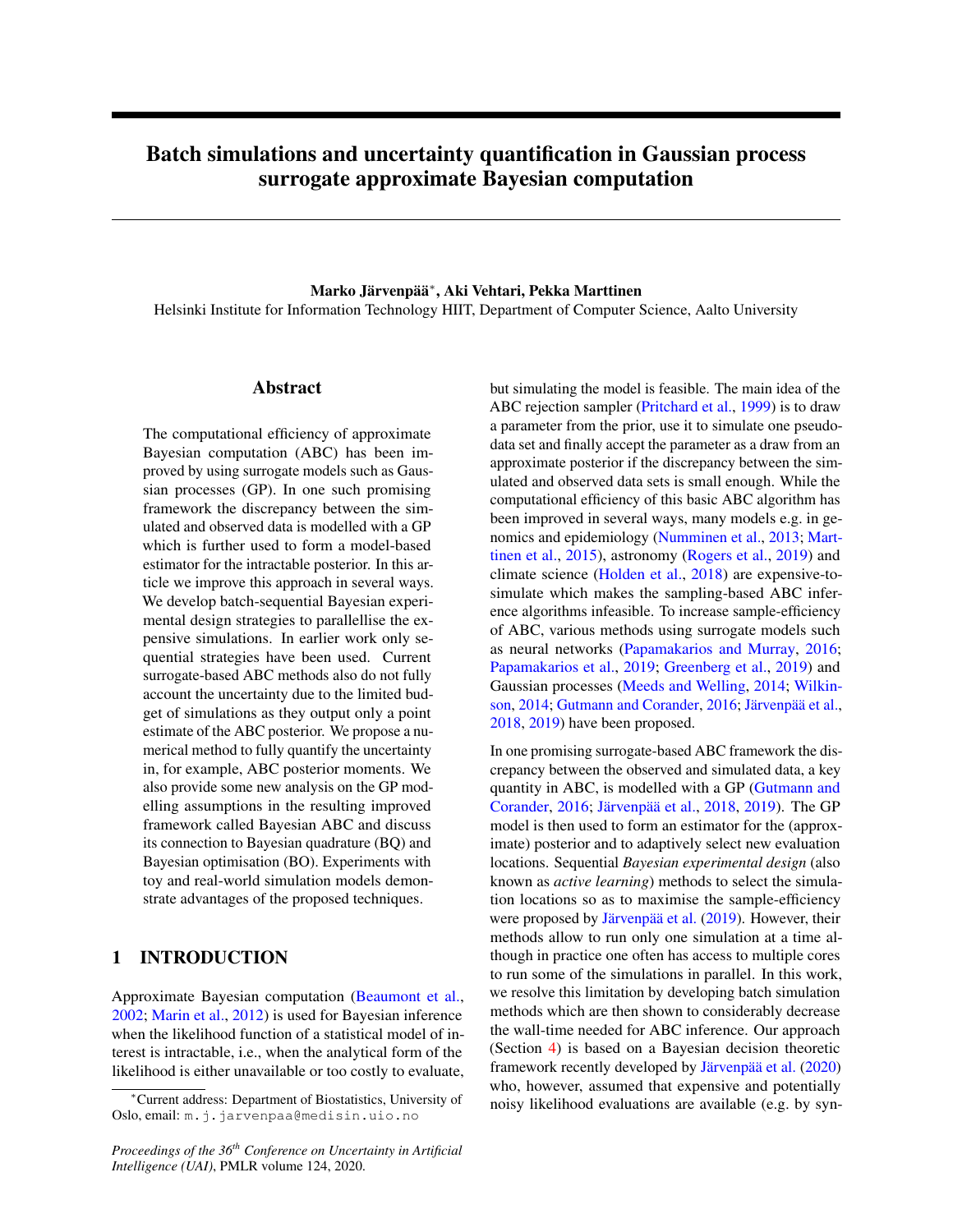# Batch simulations and uncertainty quantification in Gaussian process surrogate approximate Bayesian computation

**Marko Järvenpää***, **Aki Vehtari**, **Pekka Marttinen**

Helsinki Institute for Information Technology HIIT, Department of Computer Science, Aalto University

## Abstract

The computational efficiency of approximate Bayesian computation (ABC) has been improved by using surrogate models such as Gaussian processes (GP). In one such promising framework the discrepancy between the simulated and observed data is modelled with a GP which is further used to form a model-based estimator for the intractable posterior. In this article we improve this approach in several ways. We develop batch-sequential Bayesian experimental design strategies to parallellise the expensive simulations. In earlier work only sequential strategies have been used. Current surrogate-based ABC methods also do not fully account the uncertainty due to the limited budget of simulations as they output only a point estimate of the ABC posterior. We propose a numerical method to fully quantify the uncertainty in, for example, ABC posterior moments. We also provide some new analysis on the GP modelling assumptions in the resulting improved framework called Bayesian ABC and discuss its connection to Bayesian quadrature (BQ) and Bayesian optimisation (BO). Experiments with toy and real-world simulation models demonstrate advantages of the proposed techniques.

## 1 INTRODUCTION

Approximate Bayesian computation (Beaumont et al., 2002; Marin et al., 2012) is used for Bayesian inference when the likelihood function of a statistical model of interest is intractable, i.e., when the analytical form of the likelihood is either unavailable or too costly to evaluate, but simulating the model is feasible. The main idea of the ABC rejection sampler (Pritchard et al., 1999) is to draw a parameter from the prior, use it to simulate one pseudo-data set and finally accept the parameter as a draw from an approximate posterior if the discrepancy between the simulated and observed data sets is small enough. While the computational efficiency of this basic ABC algorithm has been improved in several ways, many models e.g. in genomics and epidemiology (Numminen et al., 2013; Marttinen et al., 2015), astronomy (Rogers et al., 2019) and climate science (Holden et al., 2018) are expensive-to-simulate which makes the sampling-based ABC inference algorithms infeasible. To increase sample-efficiency of ABC, various methods using surrogate models such as neural networks (Papamakarios and Murray, 2016; Papamakarios et al., 2019; Greenberg et al., 2019) and Gaussian processes (Meeds and Welling, 2014; Wilkinson, 2014; Gutmann and Corander, 2016; Järvenpää et al., 2018, 2019) have been proposed.

In one promising surrogate-based ABC framework the discrepancy between the observed and simulated data, a key quantity in ABC, is modelled with a GP (Gutmann and Corander, 2016; Järvenpää et al., 2018, 2019). The GP model is then used to form an estimator for the (approximate) posterior and to adaptively select new evaluation locations. Sequential *Bayesian experimental design* (also known as *active learning*) methods to select the simulation locations so as to maximise the sample-efficiency were proposed by Järvenpää et al. (2019). However, their methods allow to run only one simulation at a time although in practice one often has access to multiple cores to run some of the simulations in parallel. In this work, we resolve this limitation by developing batch simulation methods which are then shown to considerably decrease the wall-time needed for ABC inference. Our approach (Section 4) is based on a Bayesian decision theoretic framework recently developed by Järvenpää et al. (2020) who, however, assumed that expensive and potentially noisy likelihood evaluations are available (e.g. by syn-

---

*Current address: Department of Biostatistics, University of Oslo, email: m.j.jarvenpaa@medisin.uio.no

*Proceedings of the 36th Conference on Uncertainty in Artificial Intelligence (UAI)*, PMLR volume 124, 2020.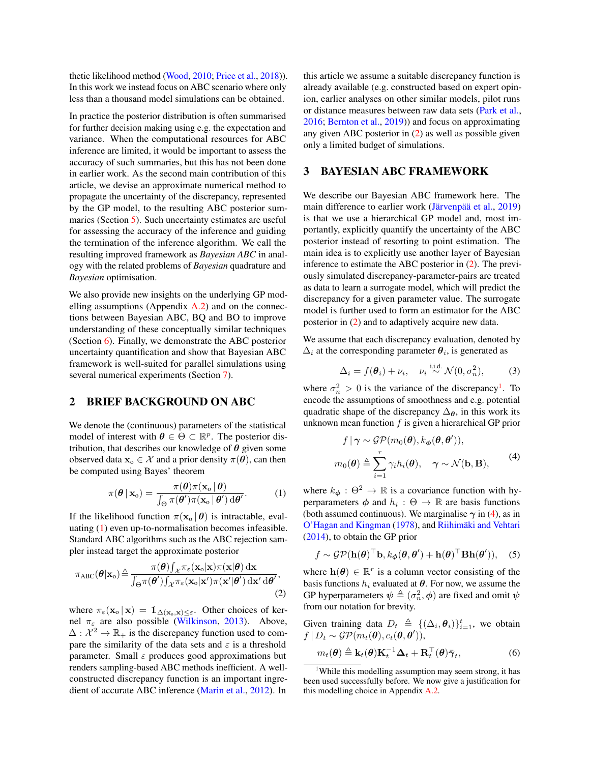thetic likelihood method (Wood, 2010; Price et al., 2018)). In this work we instead focus on ABC scenario where only less than a thousand model simulations can be obtained.

In practice the posterior distribution is often summarised for further decision making using e.g. the expectation and variance. When the computational resources for ABC inference are limited, it would be important to assess the accuracy of such summaries, but this has not been done in earlier work. As the second main contribution of this article, we devise an approximate numerical method to propagate the uncertainty of the discrepancy, represented by the GP model, to the resulting ABC posterior summaries (Section 5). Such uncertainty estimates are useful for assessing the accuracy of the inference and guiding the termination of the inference algorithm. We call the resulting improved framework as *Bayesian ABC* in analogy with the related problems of *Bayesian* quadrature and *Bayesian* optimisation.

We also provide new insights on the underlying GP modelling assumptions (Appendix A.2) and on the connections between Bayesian ABC, BQ and BO to improve understanding of these conceptually similar techniques (Section 6). Finally, we demonstrate the ABC posterior uncertainty quantification and show that Bayesian ABC framework is well-suited for parallel simulations using several numerical experiments (Section 7).

## 2 BRIEF BACKGROUND ON ABC

We denote the (continuous) parameters of the statistical model of interest with $\boldsymbol{\theta} \in \Theta \subset \mathbb{R}^p$. The posterior distribution, that describes our knowledge of $\boldsymbol{\theta}$ given some observed data $\mathbf{x}_\text{o} \in \mathcal{X}$ and a prior density $\pi(\boldsymbol{\theta})$, can then be computed using Bayes' theorem

$$\pi(\boldsymbol{\theta} \,|\, \mathbf{x}_\text{o}) = \frac{\pi(\boldsymbol{\theta})\pi(\mathbf{x}_\text{o} \,|\, \boldsymbol{\theta})}{\int_\Theta \pi(\boldsymbol{\theta}')\pi(\mathbf{x}_\text{o} \,|\, \boldsymbol{\theta}')\,\mathrm{d}\boldsymbol{\theta}'}. \tag{1}$$

If the likelihood function $\pi(\mathbf{x}_\text{o} \,|\, \boldsymbol{\theta})$ is intractable, evaluating (1) even up-to-normalisation becomes infeasible. Standard ABC algorithms such as the ABC rejection sampler instead target the approximate posterior

$$\pi_{\text{ABC}}(\boldsymbol{\theta}|\mathbf{x}_\text{o}) \triangleq \frac{\pi(\boldsymbol{\theta})\int_\mathcal{X}\pi_\varepsilon(\mathbf{x}_\text{o}|\mathbf{x})\pi(\mathbf{x}|\boldsymbol{\theta})\,\mathrm{d}\mathbf{x}}{\int_\Theta\pi(\boldsymbol{\theta}')\int_\mathcal{X}\pi_\varepsilon(\mathbf{x}_\text{o}|\mathbf{x}')\pi(\mathbf{x}'|\boldsymbol{\theta}')\,\mathrm{d}\mathbf{x}'\,\mathrm{d}\boldsymbol{\theta}'}, \tag{2}$$

where $\pi_\varepsilon(\mathbf{x}_\text{o} \,|\, \mathbf{x}) = \mathbb{1}_{\Delta(\mathbf{x}_\text{o},\mathbf{x})\leq\varepsilon}$. Other choices of kernel $\pi_\varepsilon$ are also possible (Wilkinson, 2013). Above, $\Delta : \mathcal{X}^2 \to \mathbb{R}_+$ is the discrepancy function used to compare the similarity of the data sets and $\varepsilon$ is a threshold parameter. Small $\varepsilon$ produces good approximations but renders sampling-based ABC methods inefficient. A well-constructed discrepancy function is an important ingredient of accurate ABC inference (Marin et al., 2012). In this article we assume a suitable discrepancy function is already available (e.g. constructed based on expert opinion, earlier analyses on other similar models, pilot runs or distance measures between raw data sets (Park et al., 2016; Bernton et al., 2019)) and focus on approximating any given ABC posterior in (2) as well as possible given only a limited budget of simulations.

## 3 BAYESIAN ABC FRAMEWORK

We describe our Bayesian ABC framework here. The main difference to earlier work (Järvenpää et al., 2019) is that we use a hierarchical GP model and, most importantly, explicitly quantify the uncertainty of the ABC posterior instead of resorting to point estimation. The main idea is to explicitly use another layer of Bayesian inference to estimate the ABC posterior in (2). The previously simulated discrepancy-parameter-pairs are treated as data to learn a surrogate model, which will predict the discrepancy for a given parameter value. The surrogate model is further used to form an estimator for the ABC posterior in (2) and to adaptively acquire new data.

We assume that each discrepancy evaluation, denoted by $\Delta_i$ at the corresponding parameter $\boldsymbol{\theta}_i$, is generated as

$$\Delta_i = f(\boldsymbol{\theta}_i) + \nu_i, \quad \nu_i \overset{\text{i.i.d.}}{\sim} \mathcal{N}(0, \sigma_n^2), \tag{3}$$

where $\sigma_n^2 > 0$ is the variance of the discrepancy[1]. To encode the assumptions of smoothness and e.g. potential quadratic shape of the discrepancy $\Delta_{\boldsymbol{\theta}}$, in this work its unknown mean function $f$ is given a hierarchical GP prior

$$\begin{aligned} f \,|\, \boldsymbol{\gamma} &\sim \mathcal{GP}(m_0(\boldsymbol{\theta}), k_{\boldsymbol{\phi}}(\boldsymbol{\theta}, \boldsymbol{\theta}')), \\ m_0(\boldsymbol{\theta}) &\triangleq \sum_{i=1}^{r} \gamma_i h_i(\boldsymbol{\theta}), \quad \boldsymbol{\gamma} \sim \mathcal{N}(\mathbf{b}, \mathbf{B}), \end{aligned} \tag{4}$$

where $k_{\boldsymbol{\phi}} : \Theta^2 \to \mathbb{R}$ is a covariance function with hyperparameters $\boldsymbol{\phi}$ and $h_i : \Theta \to \mathbb{R}$ are basis functions (both assumed continuous). We marginalise $\boldsymbol{\gamma}$ in (4), as in O'Hagan and Kingman (1978), and Riihimäki and Vehtari (2014), to obtain the GP prior

$$f \sim \mathcal{GP}(\mathbf{h}(\boldsymbol{\theta})^\top \mathbf{b}, k_{\boldsymbol{\phi}}(\boldsymbol{\theta}, \boldsymbol{\theta}') + \mathbf{h}(\boldsymbol{\theta})^\top \mathbf{B}\mathbf{h}(\boldsymbol{\theta}')), \tag{5}$$

where $\mathbf{h}(\boldsymbol{\theta}) \in \mathbb{R}^r$ is a column vector consisting of the basis functions $h_i$ evaluated at $\boldsymbol{\theta}$. For now, we assume the GP hyperparameters $\boldsymbol{\psi} \triangleq (\sigma_n^2, \boldsymbol{\phi})$ are fixed and omit $\boldsymbol{\psi}$ from our notation for brevity.

Given training data $D_t \triangleq \{(\Delta_i, \boldsymbol{\theta}_i)\}_{i=1}^t$, we obtain $f \,|\, D_t \sim \mathcal{GP}(m_t(\boldsymbol{\theta}), c_t(\boldsymbol{\theta}, \boldsymbol{\theta}'))$,

$$m_t(\boldsymbol{\theta}) \triangleq \mathbf{k}_t(\boldsymbol{\theta})\mathbf{K}_t^{-1}\boldsymbol{\Delta}_t + \mathbf{R}_t^\top(\boldsymbol{\theta})\bar{\boldsymbol{\gamma}}_t, \tag{6}$$

[1] While this modelling assumption may seem strong, it has been used successfully before. We now give a justification for this modelling choice in Appendix A.2.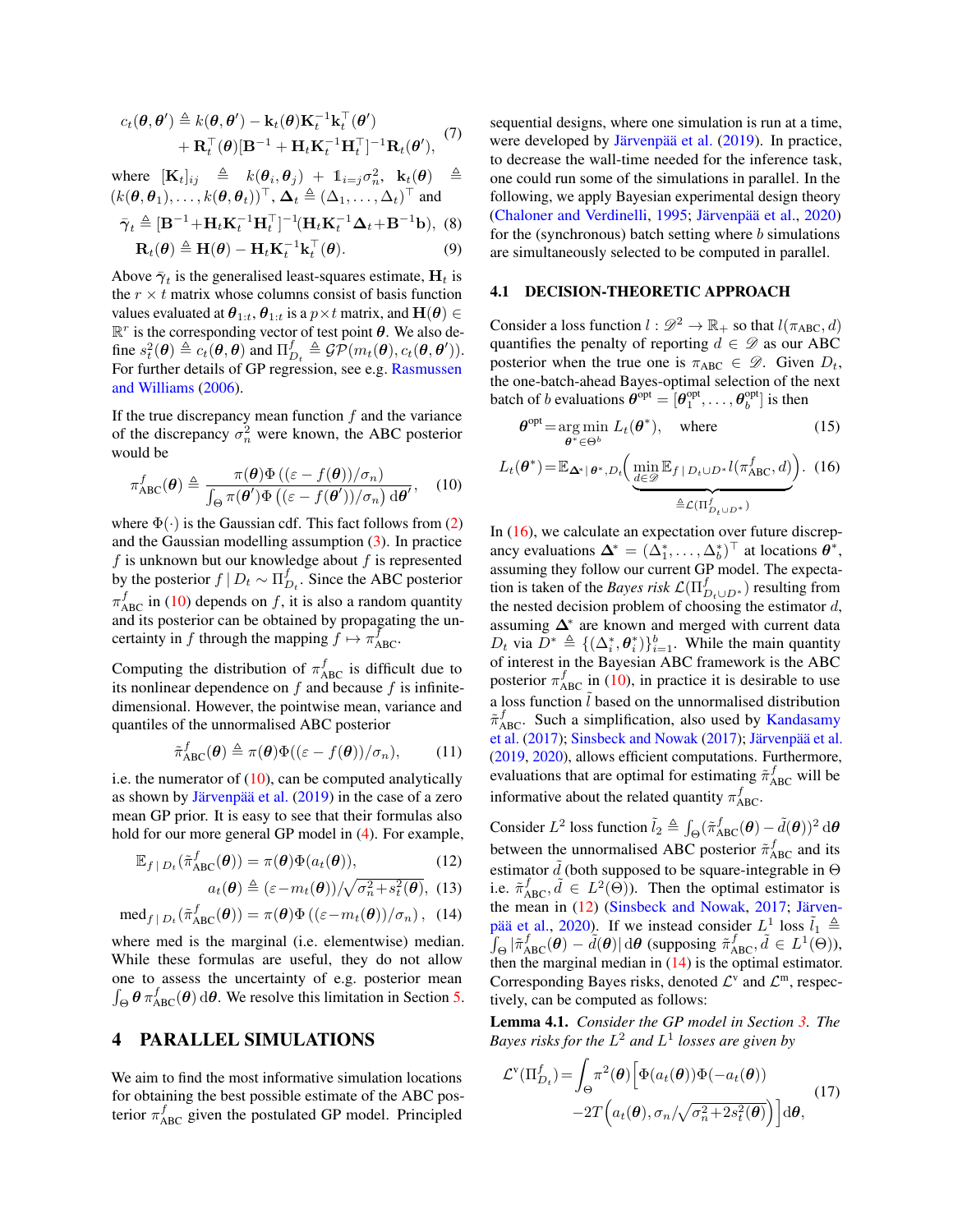$$
\begin{aligned}
c_t(\boldsymbol{\theta},\boldsymbol{\theta}') \triangleq\ & k(\boldsymbol{\theta},\boldsymbol{\theta}') - \mathbf{k}_t(\boldsymbol{\theta})\mathbf{K}_t^{-1}\mathbf{k}_t^\top(\boldsymbol{\theta}') \\
&+ \mathbf{R}_t^\top(\boldsymbol{\theta})[\mathbf{B}^{-1} + \mathbf{H}_t\mathbf{K}_t^{-1}\mathbf{H}_t^\top]^{-1}\mathbf{R}_t(\boldsymbol{\theta}'),
\end{aligned} \tag{7}
$$

where $[\mathbf{K}_t]_{ij} \triangleq k(\boldsymbol{\theta}_i,\boldsymbol{\theta}_j) + \mathbb{1}_{i=j}\sigma_n^2$, $\mathbf{k}_t(\boldsymbol{\theta}) \triangleq (k(\boldsymbol{\theta},\boldsymbol{\theta}_1),\ldots,k(\boldsymbol{\theta},\boldsymbol{\theta}_t))^\top$, $\boldsymbol{\Delta}_t \triangleq (\Delta_1,\ldots,\Delta_t)^\top$ and

$$
\bar{\gamma}_t \triangleq [\mathbf{B}^{-1}+\mathbf{H}_t\mathbf{K}_t^{-1}\mathbf{H}_t^\top]^{-1}(\mathbf{H}_t\mathbf{K}_t^{-1}\boldsymbol{\Delta}_t+\mathbf{B}^{-1}\mathbf{b}), \tag{8}
$$

$$
\mathbf{R}_t(\boldsymbol{\theta}) \triangleq \mathbf{H}(\boldsymbol{\theta}) - \mathbf{H}_t\mathbf{K}_t^{-1}\mathbf{k}_t^\top(\boldsymbol{\theta}). \tag{9}
$$

Above $\bar{\gamma}_t$ is the generalised least-squares estimate, $\mathbf{H}_t$ is the $r \times t$ matrix whose columns consist of basis function values evaluated at $\boldsymbol{\theta}_{1:t}$, $\boldsymbol{\theta}_{1:t}$ is a $p\times t$ matrix, and $\mathbf{H}(\boldsymbol{\theta}) \in \mathbb{R}^r$ is the corresponding vector of test point $\boldsymbol{\theta}$. We also define $s_t^2(\boldsymbol{\theta}) \triangleq c_t(\boldsymbol{\theta},\boldsymbol{\theta})$ and $\Pi_{D_t}^f \triangleq \mathcal{GP}(m_t(\boldsymbol{\theta}), c_t(\boldsymbol{\theta},\boldsymbol{\theta}'))$. For further details of GP regression, see e.g. Rasmussen and Williams (2006).

If the true discrepancy mean function $f$ and the variance of the discrepancy $\sigma_n^2$ were known, the ABC posterior would be

$$
\pi_{\text{ABC}}^f(\boldsymbol{\theta}) \triangleq \frac{\pi(\boldsymbol{\theta})\Phi\left((\varepsilon - f(\boldsymbol{\theta}))/\sigma_n\right)}{\int_\Theta \pi(\boldsymbol{\theta}')\Phi\left((\varepsilon - f(\boldsymbol{\theta}'))/\sigma_n\right)\mathrm{d}\boldsymbol{\theta}'}, \tag{10}
$$

where $\Phi(\cdot)$ is the Gaussian cdf. This fact follows from (2) and the Gaussian modelling assumption (3). In practice $f$ is unknown but our knowledge about $f$ is represented by the posterior $f \mid D_t \sim \Pi_{D_t}^f$. Since the ABC posterior $\pi_{\text{ABC}}^f$ in (10) depends on $f$, it is also a random quantity and its posterior can be obtained by propagating the uncertainty in $f$ through the mapping $f \mapsto \pi_{\text{ABC}}^f$.

Computing the distribution of $\pi_{\text{ABC}}^f$ is difficult due to its nonlinear dependence on $f$ and because $f$ is infinite-dimensional. However, the pointwise mean, variance and quantiles of the unnormalised ABC posterior

$$
\tilde{\pi}_{\text{ABC}}^f(\boldsymbol{\theta}) \triangleq \pi(\boldsymbol{\theta})\Phi((\varepsilon - f(\boldsymbol{\theta}))/\sigma_n), \tag{11}
$$

i.e. the numerator of (10), can be computed analytically as shown by Järvenpää et al. (2019) in the case of a zero mean GP prior. It is easy to see that their formulas also hold for our more general GP model in (4). For example,

$$
\mathbb{E}_{f\mid D_t}(\tilde{\pi}_{\text{ABC}}^f(\boldsymbol{\theta})) = \pi(\boldsymbol{\theta})\Phi(a_t(\boldsymbol{\theta})), \tag{12}
$$

$$
a_t(\boldsymbol{\theta}) \triangleq (\varepsilon - m_t(\boldsymbol{\theta}))/\sqrt{\sigma_n^2 + s_t^2(\boldsymbol{\theta})}, \tag{13}
$$

$$
\text{med}_{f\mid D_t}(\tilde{\pi}_{\text{ABC}}^f(\boldsymbol{\theta})) = \pi(\boldsymbol{\theta})\Phi\left((\varepsilon - m_t(\boldsymbol{\theta}))/\sigma_n\right), \tag{14}
$$

where med is the marginal (i.e. elementwise) median. While these formulas are useful, they do not allow one to assess the uncertainty of e.g. posterior mean $\int_\Theta \boldsymbol{\theta}\,\pi_{\text{ABC}}^f(\boldsymbol{\theta})\,\mathrm{d}\boldsymbol{\theta}$. We resolve this limitation in Section 5.

# 4 PARALLEL SIMULATIONS

We aim to find the most informative simulation locations for obtaining the best possible estimate of the ABC posterior $\pi_{\text{ABC}}^f$ given the postulated GP model. Principled sequential designs, where one simulation is run at a time, were developed by Järvenpää et al. (2019). In practice, to decrease the wall-time needed for the inference task, one could run some of the simulations in parallel. In the following, we apply Bayesian experimental design theory (Chaloner and Verdinelli, 1995; Järvenpää et al., 2020) for the (synchronous) batch setting where $b$ simulations are simultaneously selected to be computed in parallel.

## 4.1 DECISION-THEORETIC APPROACH

Consider a loss function $l : \mathscr{D}^2 \to \mathbb{R}_+$ so that $l(\pi_{\text{ABC}}, d)$ quantifies the penalty of reporting $d \in \mathscr{D}$ as our ABC posterior when the true one is $\pi_{\text{ABC}} \in \mathscr{D}$. Given $D_t$, the one-batch-ahead Bayes-optimal selection of the next batch of $b$ evaluations $\boldsymbol{\theta}^{\text{opt}} = [\boldsymbol{\theta}_1^{\text{opt}},\ldots,\boldsymbol{\theta}_b^{\text{opt}}]$ is then

$$
\boldsymbol{\theta}^{\text{opt}} = \operatorname*{arg\,min}_{\boldsymbol{\theta}^*\in\Theta^b} L_t(\boldsymbol{\theta}^*), \quad \text{where} \tag{15}
$$

$$
L_t(\boldsymbol{\theta}^*) = \mathbb{E}_{\boldsymbol{\Delta}^*\mid\boldsymbol{\theta}^*,D_t}\Big(\underbrace{\min_{d\in\mathscr{D}} \mathbb{E}_{f\mid D_t\cup D^*}\, l(\pi_{\text{ABC}}^f, d)}_{\triangleq \mathcal{L}(\Pi_{D_t\cup D^*}^f)}\Big). \tag{16}
$$

In (16), we calculate an expectation over future discrepancy evaluations $\boldsymbol{\Delta}^* = (\Delta_1^*,\ldots,\Delta_b^*)^\top$ at locations $\boldsymbol{\theta}^*$, assuming they follow our current GP model. The expectation is taken of the *Bayes risk* $\mathcal{L}(\Pi_{D_t\cup D^*}^f)$ resulting from the nested decision problem of choosing the estimator $d$, assuming $\boldsymbol{\Delta}^*$ are known and merged with current data $D_t$ via $D^* \triangleq \{(\Delta_i^*, \boldsymbol{\theta}_i^*)\}_{i=1}^b$. While the main quantity of interest in the Bayesian ABC framework is the ABC posterior $\pi_{\text{ABC}}^f$ in (10), in practice it is desirable to use a loss function $\tilde{l}$ based on the unnormalised distribution $\tilde{\pi}_{\text{ABC}}^f$. Such a simplification, also used by Kandasamy et al. (2017); Sinsbeck and Nowak (2017); Järvenpää et al. (2019, 2020), allows efficient computations. Furthermore, evaluations that are optimal for estimating $\tilde{\pi}_{\text{ABC}}^f$ will be informative about the related quantity $\pi_{\text{ABC}}^f$.

Consider $L^2$ loss function $\tilde{l}_2 \triangleq \int_\Theta (\tilde{\pi}_{\text{ABC}}^f(\boldsymbol{\theta}) - \tilde{d}(\boldsymbol{\theta}))^2\,\mathrm{d}\boldsymbol{\theta}$ between the unnormalised ABC posterior $\tilde{\pi}_{\text{ABC}}^f$ and its estimator $\tilde{d}$ (both supposed to be square-integrable in $\Theta$ i.e. $\tilde{\pi}_{\text{ABC}}^f, \tilde{d} \in L^2(\Theta)$). Then the optimal estimator is the mean in (12) (Sinsbeck and Nowak, 2017; Järvenpää et al., 2020). If we instead consider $L^1$ loss $\tilde{l}_1 \triangleq \int_\Theta |\tilde{\pi}_{\text{ABC}}^f(\boldsymbol{\theta}) - \tilde{d}(\boldsymbol{\theta})|\,\mathrm{d}\boldsymbol{\theta}$ (supposing $\tilde{\pi}_{\text{ABC}}^f, \tilde{d} \in L^1(\Theta)$), then the marginal median in (14) is the optimal estimator. Corresponding Bayes risks, denoted $\mathcal{L}^{\text{v}}$ and $\mathcal{L}^{\text{m}}$, respectively, can be computed as follows:

**Lemma 4.1.** *Consider the GP model in Section 3. The Bayes risks for the $L^2$ and $L^1$ losses are given by*

$$
\begin{aligned}
\mathcal{L}^{\text{v}}(\Pi_{D_t}^f) = \int_\Theta \pi^2(\boldsymbol{\theta})\Big[&\Phi(a_t(\boldsymbol{\theta}))\Phi(-a_t(\boldsymbol{\theta})) \\
&-2T\Big(a_t(\boldsymbol{\theta}), \sigma_n/\sqrt{\sigma_n^2 + 2s_t^2(\boldsymbol{\theta})}\Big)\Big]\,\mathrm{d}\boldsymbol{\theta},
\end{aligned} \tag{17}
$$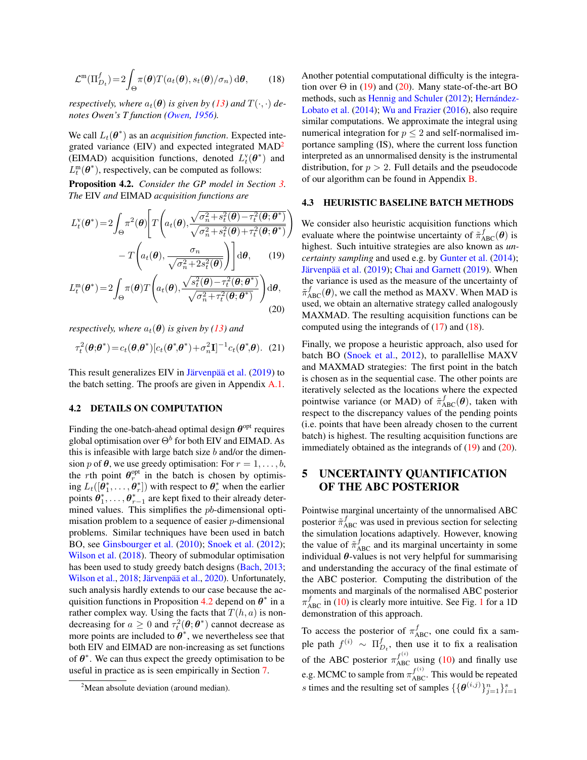$$\mathcal{L}^{\mathrm{m}}(\Pi^f_{D_t}) = 2\int_{\Theta} \pi(\boldsymbol{\theta}) T(a_t(\boldsymbol{\theta}), s_t(\boldsymbol{\theta})/\sigma_n)\, \mathrm{d}\boldsymbol{\theta}, \tag{18}$$

*respectively, where $a_t(\boldsymbol{\theta})$ is given by (13) and $T(\cdot,\cdot)$ denotes Owen's T function (Owen, 1956).*

We call $L_t(\boldsymbol{\theta}^*)$ as an *acquisition function*. Expected integrated variance (EIV) and expected integrated MAD[2] (EIMAD) acquisition functions, denoted $L^{\mathrm{v}}_t(\boldsymbol{\theta}^*)$ and $L^{\mathrm{m}}_t(\boldsymbol{\theta}^*)$, respectively, can be computed as follows:

**Proposition 4.2.** *Consider the GP model in Section 3. The* EIV *and* EIMAD *acquisition functions are*

$$L^{\mathrm{v}}_t(\boldsymbol{\theta}^*) = 2\int_{\Theta} \pi^2(\boldsymbol{\theta}) \left[ T\left(a_t(\boldsymbol{\theta}), \frac{\sqrt{\sigma_n^2 + s_t^2(\boldsymbol{\theta}) - \tau_t^2(\boldsymbol{\theta};\boldsymbol{\theta}^*)}}{\sqrt{\sigma_n^2 + s_t^2(\boldsymbol{\theta}) + \tau_t^2(\boldsymbol{\theta};\boldsymbol{\theta}^*)}}\right) - T\left(a_t(\boldsymbol{\theta}), \frac{\sigma_n}{\sqrt{\sigma_n^2 + 2s_t^2(\boldsymbol{\theta})}}\right)\right] \mathrm{d}\boldsymbol{\theta}, \tag{19}$$

$$L^{\mathrm{m}}_t(\boldsymbol{\theta}^*) = 2\int_{\Theta} \pi(\boldsymbol{\theta}) T\left(a_t(\boldsymbol{\theta}), \frac{\sqrt{s_t^2(\boldsymbol{\theta}) - \tau_t^2(\boldsymbol{\theta};\boldsymbol{\theta}^*)}}{\sqrt{\sigma_n^2 + \tau_t^2(\boldsymbol{\theta};\boldsymbol{\theta}^*)}}\right) \mathrm{d}\boldsymbol{\theta}, \tag{20}$$

*respectively, where $a_t(\boldsymbol{\theta})$ is given by (13) and*

$$\tau_t^2(\boldsymbol{\theta};\boldsymbol{\theta}^*) = c_t(\boldsymbol{\theta},\boldsymbol{\theta}^*)[c_t(\boldsymbol{\theta}^*,\boldsymbol{\theta}^*) + \sigma_n^2 \mathbf{I}]^{-1} c_t(\boldsymbol{\theta}^*,\boldsymbol{\theta}). \tag{21}$$

This result generalizes EIV in Järvenpää et al. (2019) to the batch setting. The proofs are given in Appendix A.1.

### 4.2 DETAILS ON COMPUTATION

Finding the one-batch-ahead optimal design $\boldsymbol{\theta}^{\mathrm{opt}}$ requires global optimisation over $\Theta^b$ for both EIV and EIMAD. As this is infeasible with large batch size $b$ and/or the dimension $p$ of $\boldsymbol{\theta}$, we use greedy optimisation: For $r = 1,\ldots,b$, the $r$th point $\boldsymbol{\theta}^{\mathrm{opt}}_r$ in the batch is chosen by optimising $L_t([\boldsymbol{\theta}^*_1,\ldots,\boldsymbol{\theta}^*_r])$ with respect to $\boldsymbol{\theta}^*_r$ when the earlier points $\boldsymbol{\theta}^*_1,\ldots,\boldsymbol{\theta}^*_{r-1}$ are kept fixed to their already determined values. This simplifies the $pb$-dimensional optimisation problem to a sequence of easier $p$-dimensional problems. Similar techniques have been used in batch BO, see Ginsbourger et al. (2010); Snoek et al. (2012); Wilson et al. (2018). Theory of submodular optimisation has been used to study greedy batch designs (Bach, 2013; Wilson et al., 2018; Järvenpää et al., 2020). Unfortunately, such analysis hardly extends to our case because the acquisition functions in Proposition 4.2 depend on $\boldsymbol{\theta}^*$ in a rather complex way. Using the facts that $T(h,a)$ is non-decreasing for $a \geq 0$ and $\tau_t^2(\boldsymbol{\theta};\boldsymbol{\theta}^*)$ cannot decrease as more points are included to $\boldsymbol{\theta}^*$, we nevertheless see that both EIV and EIMAD are non-increasing as set functions of $\boldsymbol{\theta}^*$. We can thus expect the greedy optimisation to be useful in practice as is seen empirically in Section 7.

[2] Mean absolute deviation (around median).

Another potential computational difficulty is the integration over $\Theta$ in (19) and (20). Many state-of-the-art BO methods, such as Hennig and Schuler (2012); Hernández-Lobato et al. (2014); Wu and Frazier (2016), also require similar computations. We approximate the integral using numerical integration for $p \leq 2$ and self-normalised importance sampling (IS), where the current loss function interpreted as an unnormalised density is the instrumental distribution, for $p > 2$. Full details and the pseudocode of our algorithm can be found in Appendix B.

### 4.3 HEURISTIC BASELINE BATCH METHODS

We consider also heuristic acquisition functions which evaluate where the pointwise uncertainty of $\tilde{\pi}^f_{\mathrm{ABC}}(\boldsymbol{\theta})$ is highest. Such intuitive strategies are also known as *uncertainty sampling* and used e.g. by Gunter et al. (2014); Järvenpää et al. (2019); Chai and Garnett (2019). When the variance is used as the measure of the uncertainty of $\tilde{\pi}^f_{\mathrm{ABC}}(\boldsymbol{\theta})$, we call the method as MAXV. When MAD is used, we obtain an alternative strategy called analogously MAXMAD. The resulting acquisition functions can be computed using the integrands of (17) and (18).

Finally, we propose a heuristic approach, also used for batch BO (Snoek et al., 2012), to parallellise MAXV and MAXMAD strategies: The first point in the batch is chosen as in the sequential case. The other points are iteratively selected as the locations where the expected pointwise variance (or MAD) of $\tilde{\pi}^f_{\mathrm{ABC}}(\boldsymbol{\theta})$, taken with respect to the discrepancy values of the pending points (i.e. points that have been already chosen to the current batch) is highest. The resulting acquisition functions are immediately obtained as the integrands of (19) and (20).

## 5 UNCERTAINTY QUANTIFICATION OF THE ABC POSTERIOR

Pointwise marginal uncertainty of the unnormalised ABC posterior $\tilde{\pi}^f_{\mathrm{ABC}}$ was used in previous section for selecting the simulation locations adaptively. However, knowing the value of $\tilde{\pi}^f_{\mathrm{ABC}}$ and its marginal uncertainty in some individual $\boldsymbol{\theta}$-values is not very helpful for summarising and understanding the accuracy of the final estimate of the ABC posterior. Computing the distribution of the moments and marginals of the normalised ABC posterior $\pi^f_{\mathrm{ABC}}$ in (10) is clearly more intuitive. See Fig. 1 for a 1D demonstration of this approach.

To access the posterior of $\pi^f_{\mathrm{ABC}}$, one could fix a sample path $f^{(i)} \sim \Pi^f_{D_t}$, then use it to fix a realisation of the ABC posterior $\pi^{f^{(i)}}_{\mathrm{ABC}}$ using (10) and finally use e.g. MCMC to sample from $\pi^{f^{(i)}}_{\mathrm{ABC}}$. This would be repeated $s$ times and the resulting set of samples $\{\{\boldsymbol{\theta}^{(i,j)}\}_{j=1}^n\}_{i=1}^s$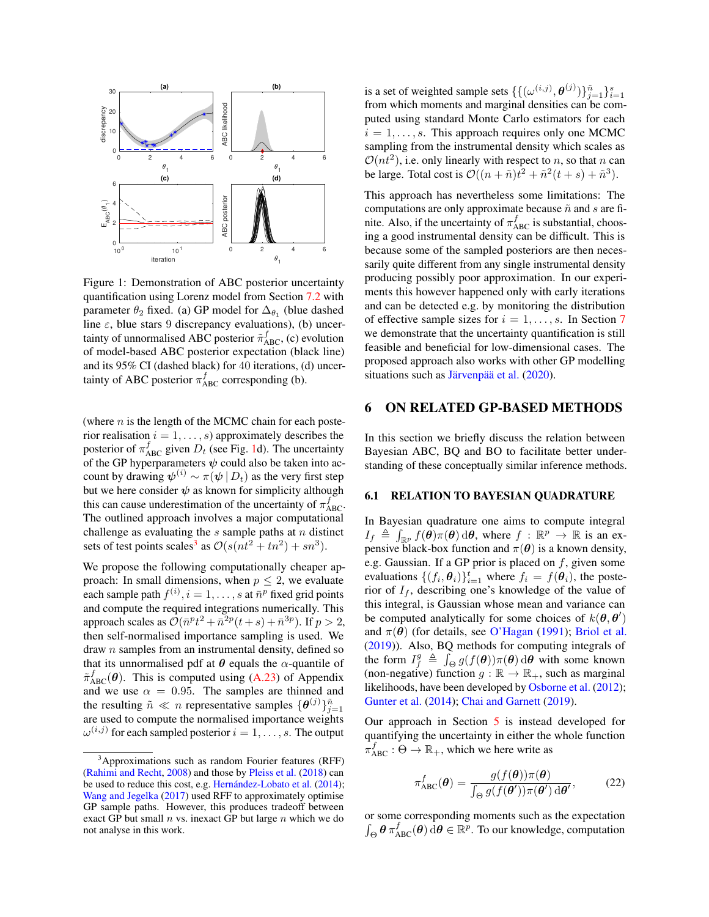Figure 1: Demonstration of ABC posterior uncertainty quantification using Lorenz model from Section 7.2 with parameter $\theta_2$ fixed. (a) GP model for $\Delta_{\theta_1}$ (blue dashed line $\varepsilon$, blue stars 9 discrepancy evaluations), (b) uncertainty of unnormalised ABC posterior $\tilde{\pi}^f_{\text{ABC}}$, (c) evolution of model-based ABC posterior expectation (black line) and its 95% CI (dashed black) for 40 iterations, (d) uncertainty of ABC posterior $\pi^f_{\text{ABC}}$ corresponding (b).

(where $n$ is the length of the MCMC chain for each posterior realisation $i = 1, \ldots, s$) approximately describes the posterior of $\pi^f_{\text{ABC}}$ given $D_t$ (see Fig. 1d). The uncertainty of the GP hyperparameters $\boldsymbol{\psi}$ could also be taken into account by drawing $\boldsymbol{\psi}^{(i)} \sim \pi(\boldsymbol{\psi} \,|\, D_t)$ as the very first step but we here consider $\boldsymbol{\psi}$ as known for simplicity although this can cause underestimation of the uncertainty of $\pi^f_{\text{ABC}}$. The outlined approach involves a major computational challenge as evaluating the $s$ sample paths at $n$ distinct sets of test points scales[3] as $\mathcal{O}(s(nt^2 + tn^2) + sn^3)$.

We propose the following computationally cheaper approach: In small dimensions, when $p \leq 2$, we evaluate each sample path $f^{(i)}, i = 1, \ldots, s$ at $\bar{n}^p$ fixed grid points and compute the required integrations numerically. This approach scales as $\mathcal{O}(\bar{n}^p t^2 + \bar{n}^{2p}(t + s) + \bar{n}^{3p})$. If $p > 2$, then self-normalised importance sampling is used. We draw $n$ samples from an instrumental density, defined so that its unnormalised pdf at $\boldsymbol{\theta}$ equals the $\alpha$-quantile of $\tilde{\pi}^f_{\text{ABC}}(\boldsymbol{\theta})$. This is computed using (A.23) of Appendix and we use $\alpha = 0.95$. The samples are thinned and the resulting $\tilde{n} \ll n$ representative samples $\{\boldsymbol{\theta}^{(j)}\}_{j=1}^{\tilde{n}}$ are used to compute the normalised importance weights $\omega^{(i,j)}$ for each sampled posterior $i = 1, \ldots, s$. The output is a set of weighted sample sets $\{\{(\omega^{(i,j)}, \boldsymbol{\theta}^{(j)})\}_{j=1}^{\tilde{n}}\}_{i=1}^{s}$ from which moments and marginal densities can be computed using standard Monte Carlo estimators for each $i = 1, \ldots, s$. This approach requires only one MCMC sampling from the instrumental density which scales as $\mathcal{O}(nt^2)$, i.e. only linearly with respect to $n$, so that $n$ can be large. Total cost is $\mathcal{O}((n + \tilde{n})t^2 + \tilde{n}^2(t + s) + \tilde{n}^3)$.

This approach has nevertheless some limitations: The computations are only approximate because $\tilde{n}$ and $s$ are finite. Also, if the uncertainty of $\pi^f_{\text{ABC}}$ is substantial, choosing a good instrumental density can be difficult. This is because some of the sampled posteriors are then necessarily quite different from any single instrumental density producing possibly poor approximation. In our experiments this however happened only with early iterations and can be detected e.g. by monitoring the distribution of effective sample sizes for $i = 1, \ldots, s$. In Section 7 we demonstrate that the uncertainty quantification is still feasible and beneficial for low-dimensional cases. The proposed approach also works with other GP modelling situations such as Järvenpää et al. (2020).

[3] Approximations such as random Fourier features (RFF) (Rahimi and Recht, 2008) and those by Pleiss et al. (2018) can be used to reduce this cost, e.g. Hernández-Lobato et al. (2014); Wang and Jegelka (2017) used RFF to approximately optimise GP sample paths. However, this produces tradeoff between exact GP but small $n$ vs. inexact GP but large $n$ which we do not analyse in this work.

## 6 ON RELATED GP-BASED METHODS

In this section we briefly discuss the relation between Bayesian ABC, BQ and BO to facilitate better understanding of these conceptually similar inference methods.

### 6.1 RELATION TO BAYESIAN QUADRATURE

In Bayesian quadrature one aims to compute integral $I_f \triangleq \int_{\mathbb{R}^p} f(\boldsymbol{\theta})\pi(\boldsymbol{\theta})\,\mathrm{d}\boldsymbol{\theta}$, where $f : \mathbb{R}^p \to \mathbb{R}$ is an expensive black-box function and $\pi(\boldsymbol{\theta})$ is a known density, e.g. Gaussian. If a GP prior is placed on $f$, given some evaluations $\{(f_i, \boldsymbol{\theta}_i)\}_{i=1}^t$ where $f_i = f(\boldsymbol{\theta}_i)$, the posterior of $I_f$, describing one's knowledge of the value of this integral, is Gaussian whose mean and variance can be computed analytically for some choices of $k(\boldsymbol{\theta}, \boldsymbol{\theta}')$ and $\pi(\boldsymbol{\theta})$ (for details, see O'Hagan (1991); Briol et al. (2019)). Also, BQ methods for computing integrals of the form $I_f^g \triangleq \int_\Theta g(f(\boldsymbol{\theta}))\pi(\boldsymbol{\theta})\,\mathrm{d}\boldsymbol{\theta}$ with some known (non-negative) function $g : \mathbb{R} \to \mathbb{R}_+$, such as marginal likelihoods, have been developed by Osborne et al. (2012); Gunter et al. (2014); Chai and Garnett (2019).

Our approach in Section 5 is instead developed for quantifying the uncertainty in either the whole function $\pi^f_{\text{ABC}} : \Theta \to \mathbb{R}_+$, which we here write as

$$\pi^f_{\text{ABC}}(\boldsymbol{\theta}) = \frac{g(f(\boldsymbol{\theta}))\pi(\boldsymbol{\theta})}{\int_\Theta g(f(\boldsymbol{\theta}'))\pi(\boldsymbol{\theta}')\,\mathrm{d}\boldsymbol{\theta}'}, \tag{22}$$

or some corresponding moments such as the expectation $\int_\Theta \boldsymbol{\theta}\, \pi^f_{\text{ABC}}(\boldsymbol{\theta})\,\mathrm{d}\boldsymbol{\theta} \in \mathbb{R}^p$. To our knowledge, computation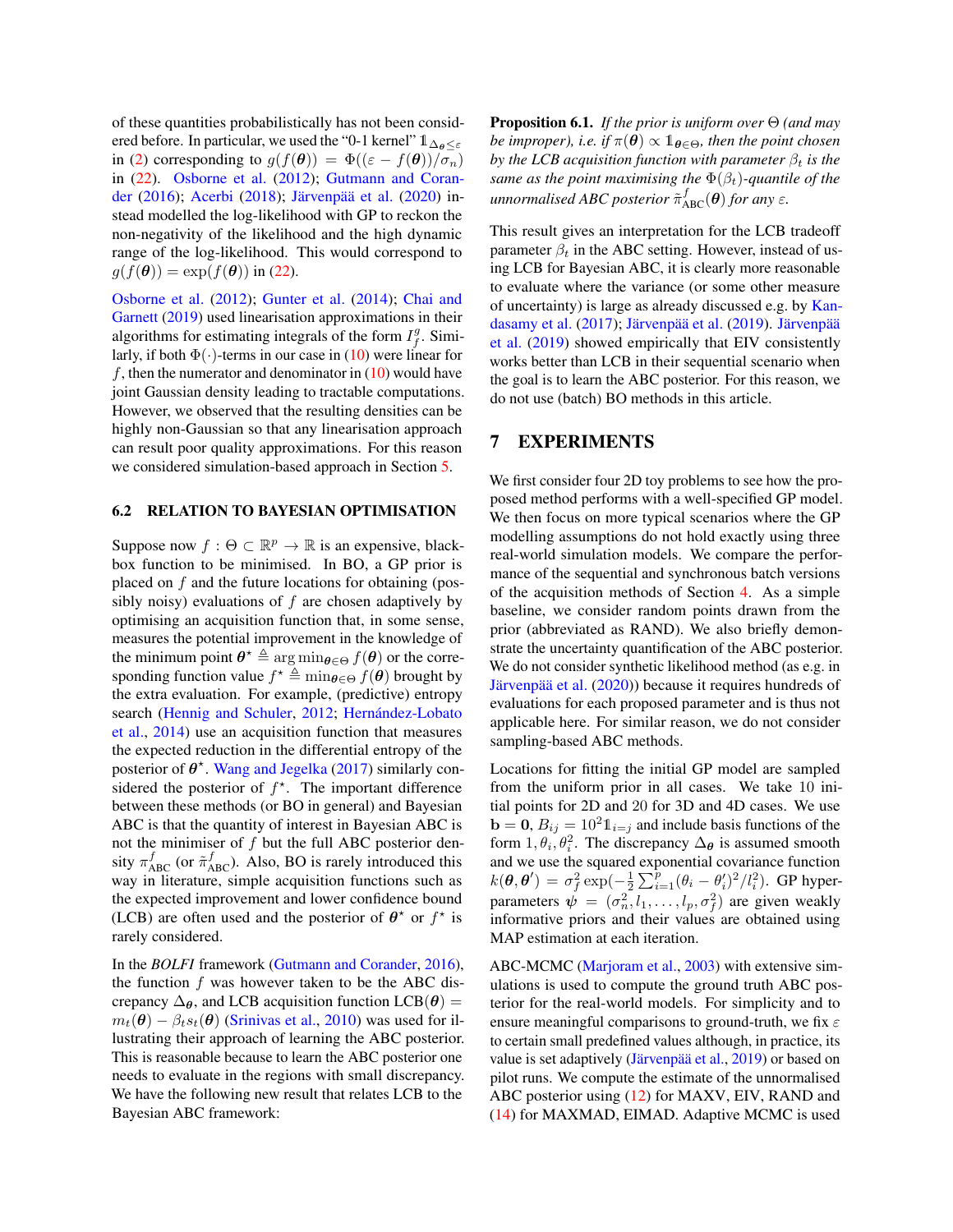of these quantities probabilistically has not been considered before. In particular, we used the "0-1 kernel" $\mathbb{1}_{\Delta_{\boldsymbol{\theta}} \leq \varepsilon}$ in (2) corresponding to $g(f(\boldsymbol{\theta})) = \Phi((\varepsilon - f(\boldsymbol{\theta}))/\sigma_n)$ in (22). Osborne et al. (2012); Gutmann and Corander (2016); Acerbi (2018); Järvenpää et al. (2020) instead modelled the log-likelihood with GP to reckon the non-negativity of the likelihood and the high dynamic range of the log-likelihood. This would correspond to $g(f(\boldsymbol{\theta})) = \exp(f(\boldsymbol{\theta}))$ in (22).

Osborne et al. (2012); Gunter et al. (2014); Chai and Garnett (2019) used linearisation approximations in their algorithms for estimating integrals of the form $I_f^g$. Similarly, if both $\Phi(\cdot)$-terms in our case in (10) were linear for $f$, then the numerator and denominator in (10) would have joint Gaussian density leading to tractable computations. However, we observed that the resulting densities can be highly non-Gaussian so that any linearisation approach can result poor quality approximations. For this reason we considered simulation-based approach in Section 5.

### 6.2 RELATION TO BAYESIAN OPTIMISATION

Suppose now $f : \Theta \subset \mathbb{R}^p \to \mathbb{R}$ is an expensive, black-box function to be minimised. In BO, a GP prior is placed on $f$ and the future locations for obtaining (possibly noisy) evaluations of $f$ are chosen adaptively by optimising an acquisition function that, in some sense, measures the potential improvement in the knowledge of the minimum point $\boldsymbol{\theta}^\star \triangleq \arg\min_{\boldsymbol{\theta}\in\Theta} f(\boldsymbol{\theta})$ or the corresponding function value $f^\star \triangleq \min_{\boldsymbol{\theta}\in\Theta} f(\boldsymbol{\theta})$ brought by the extra evaluation. For example, (predictive) entropy search (Hennig and Schuler, 2012; Hernández-Lobato et al., 2014) use an acquisition function that measures the expected reduction in the differential entropy of the posterior of $\boldsymbol{\theta}^\star$. Wang and Jegelka (2017) similarly considered the posterior of $f^\star$. The important difference between these methods (or BO in general) and Bayesian ABC is that the quantity of interest in Bayesian ABC is not the minimiser of $f$ but the full ABC posterior density $\pi^f_{\text{ABC}}$ (or $\tilde{\pi}^f_{\text{ABC}}$). Also, BO is rarely introduced this way in literature, simple acquisition functions such as the expected improvement and lower confidence bound (LCB) are often used and the posterior of $\boldsymbol{\theta}^\star$ or $f^\star$ is rarely considered.

In the *BOLFI* framework (Gutmann and Corander, 2016), the function $f$ was however taken to be the ABC discrepancy $\Delta_{\boldsymbol{\theta}}$, and LCB acquisition function $\text{LCB}(\boldsymbol{\theta}) = m_t(\boldsymbol{\theta}) - \beta_t s_t(\boldsymbol{\theta})$ (Srinivas et al., 2010) was used for illustrating their approach of learning the ABC posterior. This is reasonable because to learn the ABC posterior one needs to evaluate in the regions with small discrepancy. We have the following new result that relates LCB to the Bayesian ABC framework:

**Proposition 6.1.** *If the prior is uniform over $\Theta$ (and may be improper), i.e. if $\pi(\boldsymbol{\theta}) \propto \mathbb{1}_{\boldsymbol{\theta}\in\Theta}$, then the point chosen by the LCB acquisition function with parameter $\beta_t$ is the same as the point maximising the $\Phi(\beta_t)$-quantile of the unnormalised ABC posterior $\tilde{\pi}^f_{\text{ABC}}(\boldsymbol{\theta})$ for any $\varepsilon$.*

This result gives an interpretation for the LCB tradeoff parameter $\beta_t$ in the ABC setting. However, instead of using LCB for Bayesian ABC, it is clearly more reasonable to evaluate where the variance (or some other measure of uncertainty) is large as already discussed e.g. by Kandasamy et al. (2017); Järvenpää et al. (2019). Järvenpää et al. (2019) showed empirically that EIV consistently works better than LCB in their sequential scenario when the goal is to learn the ABC posterior. For this reason, we do not use (batch) BO methods in this article.

## 7 EXPERIMENTS

We first consider four 2D toy problems to see how the proposed method performs with a well-specified GP model. We then focus on more typical scenarios where the GP modelling assumptions do not hold exactly using three real-world simulation models. We compare the performance of the sequential and synchronous batch versions of the acquisition methods of Section 4. As a simple baseline, we consider random points drawn from the prior (abbreviated as RAND). We also briefly demonstrate the uncertainty quantification of the ABC posterior. We do not consider synthetic likelihood method (as e.g. in Järvenpää et al. (2020)) because it requires hundreds of evaluations for each proposed parameter and is thus not applicable here. For similar reason, we do not consider sampling-based ABC methods.

Locations for fitting the initial GP model are sampled from the uniform prior in all cases. We take 10 initial points for 2D and 20 for 3D and 4D cases. We use $\mathbf{b} = \mathbf{0}$, $B_{ij} = 10^2 \mathbb{1}_{i=j}$ and include basis functions of the form $1, \theta_i, \theta_i^2$. The discrepancy $\Delta_{\boldsymbol{\theta}}$ is assumed smooth and we use the squared exponential covariance function $k(\boldsymbol{\theta}, \boldsymbol{\theta}') = \sigma_f^2 \exp(-\frac{1}{2}\sum_{i=1}^p (\theta_i - \theta_i')^2/l_i^2)$. GP hyperparameters $\boldsymbol{\psi} = (\sigma_n^2, l_1, \ldots, l_p, \sigma_f^2)$ are given weakly informative priors and their values are obtained using MAP estimation at each iteration.

ABC-MCMC (Marjoram et al., 2003) with extensive simulations is used to compute the ground truth ABC posterior for the real-world models. For simplicity and to ensure meaningful comparisons to ground-truth, we fix $\varepsilon$ to certain small predefined values although, in practice, its value is set adaptively (Järvenpää et al., 2019) or based on pilot runs. We compute the estimate of the unnormalised ABC posterior using (12) for MAXV, EIV, RAND and (14) for MAXMAD, EIMAD. Adaptive MCMC is used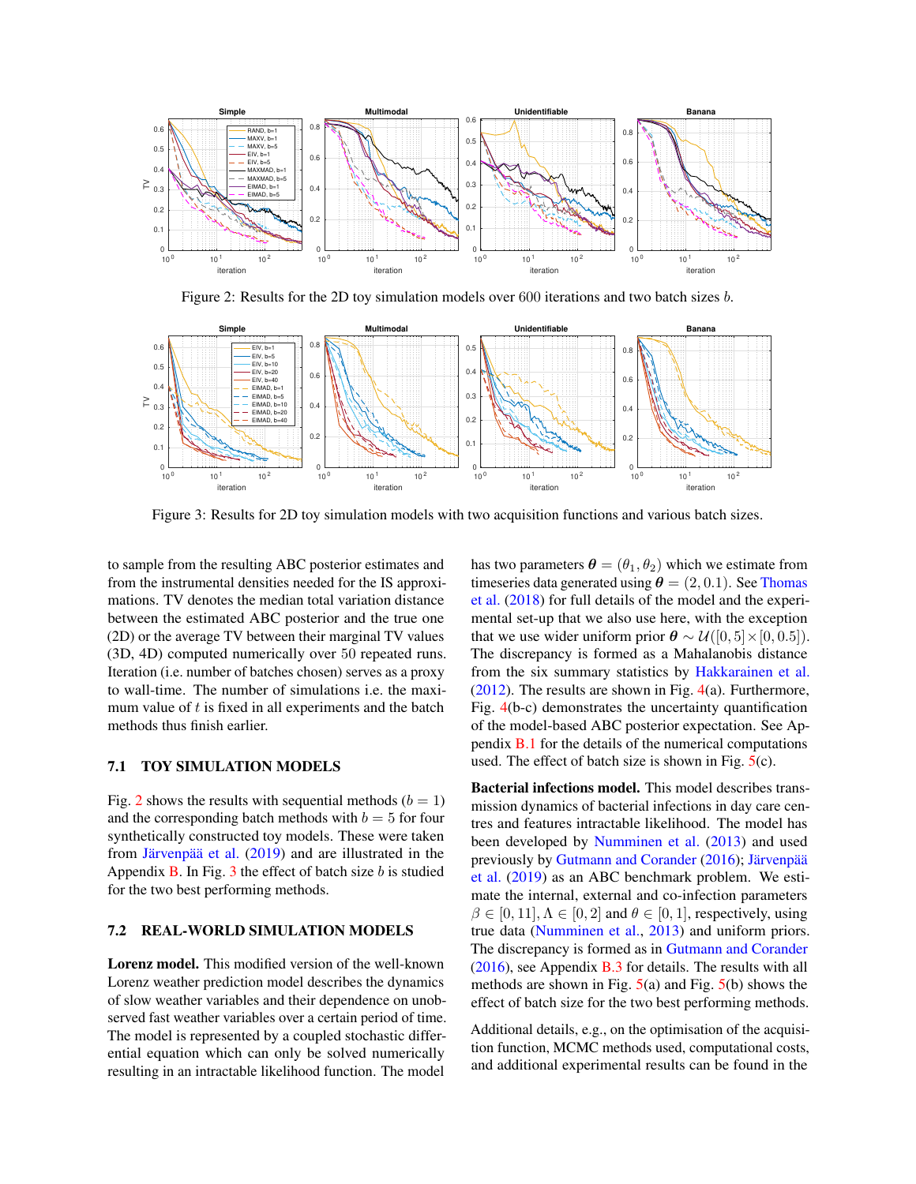Figure 2: Results for the 2D toy simulation models over 600 iterations and two batch sizes $b$.

Figure 3: Results for 2D toy simulation models with two acquisition functions and various batch sizes.

to sample from the resulting ABC posterior estimates and from the instrumental densities needed for the IS approximations. TV denotes the median total variation distance between the estimated ABC posterior and the true one (2D) or the average TV between their marginal TV values (3D, 4D) computed numerically over 50 repeated runs. Iteration (i.e. number of batches chosen) serves as a proxy to wall-time. The number of simulations i.e. the maximum value of $t$ is fixed in all experiments and the batch methods thus finish earlier.

### 7.1 TOY SIMULATION MODELS

Fig. 2 shows the results with sequential methods ($b = 1$) and the corresponding batch methods with $b = 5$ for four synthetically constructed toy models. These were taken from Järvenpää et al. (2019) and are illustrated in the Appendix B. In Fig. 3 the effect of batch size $b$ is studied for the two best performing methods.

### 7.2 REAL-WORLD SIMULATION MODELS

**Lorenz model.** This modified version of the well-known Lorenz weather prediction model describes the dynamics of slow weather variables and their dependence on unobserved fast weather variables over a certain period of time. The model is represented by a coupled stochastic differential equation which can only be solved numerically resulting in an intractable likelihood function. The model has two parameters $\boldsymbol{\theta} = (\theta_1, \theta_2)$ which we estimate from timeseries data generated using $\boldsymbol{\theta} = (2, 0.1)$. See Thomas et al. (2018) for full details of the model and the experimental set-up that we also use here, with the exception that we use wider uniform prior $\boldsymbol{\theta} \sim \mathcal{U}([0, 5] \times [0, 0.5])$. The discrepancy is formed as a Mahalanobis distance from the six summary statistics by Hakkarainen et al. (2012). The results are shown in Fig. 4(a). Furthermore, Fig. 4(b-c) demonstrates the uncertainty quantification of the model-based ABC posterior expectation. See Appendix B.1 for the details of the numerical computations used. The effect of batch size is shown in Fig. 5(c).

**Bacterial infections model.** This model describes transmission dynamics of bacterial infections in day care centres and features intractable likelihood. The model has been developed by Numminen et al. (2013) and used previously by Gutmann and Corander (2016); Järvenpää et al. (2019) as an ABC benchmark problem. We estimate the internal, external and co-infection parameters $\beta \in [0, 11], \Lambda \in [0, 2]$ and $\theta \in [0, 1]$, respectively, using true data (Numminen et al., 2013) and uniform priors. The discrepancy is formed as in Gutmann and Corander (2016), see Appendix B.3 for details. The results with all methods are shown in Fig. 5(a) and Fig. 5(b) shows the effect of batch size for the two best performing methods.

Additional details, e.g., on the optimisation of the acquisition function, MCMC methods used, computational costs, and additional experimental results can be found in the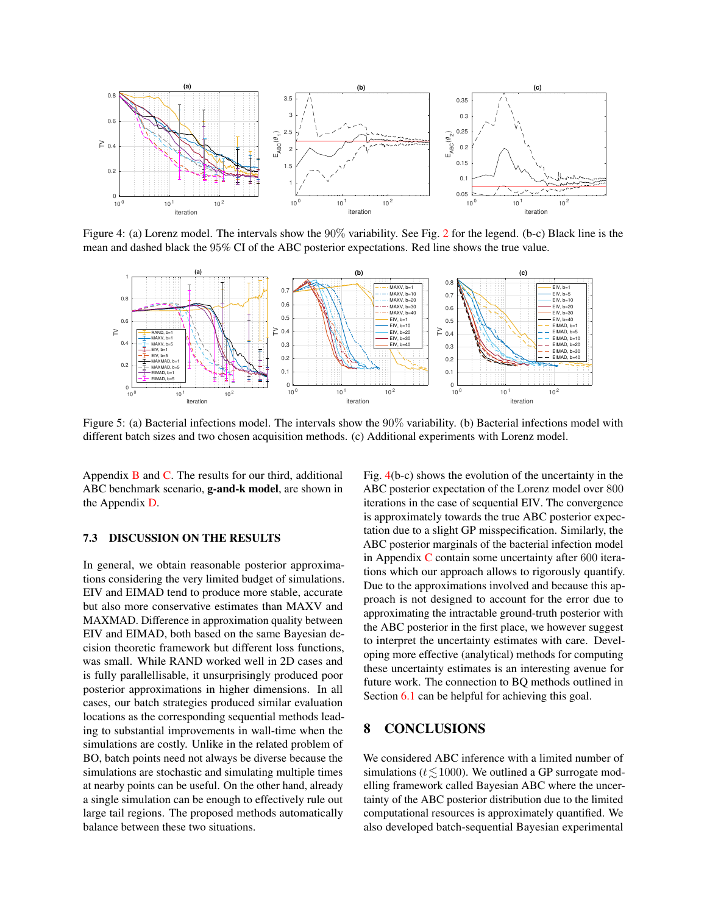Figure 4: (a) Lorenz model. The intervals show the 90% variability. See Fig. 2 for the legend. (b-c) Black line is the mean and dashed black the 95% CI of the ABC posterior expectations. Red line shows the true value.

Figure 5: (a) Bacterial infections model. The intervals show the 90% variability. (b) Bacterial infections model with different batch sizes and two chosen acquisition methods. (c) Additional experiments with Lorenz model.

Appendix B and C. The results for our third, additional ABC benchmark scenario, **g-and-k model**, are shown in the Appendix D.

### 7.3 DISCUSSION ON THE RESULTS

In general, we obtain reasonable posterior approximations considering the very limited budget of simulations. EIV and EIMAD tend to produce more stable, accurate but also more conservative estimates than MAXV and MAXMAD. Difference in approximation quality between EIV and EIMAD, both based on the same Bayesian decision theoretic framework but different loss functions, was small. While RAND worked well in 2D cases and is fully parallellisable, it unsurprisingly produced poor posterior approximations in higher dimensions. In all cases, our batch strategies produced similar evaluation locations as the corresponding sequential methods leading to substantial improvements in wall-time when the simulations are costly. Unlike in the related problem of BO, batch points need not always be diverse because the simulations are stochastic and simulating multiple times at nearby points can be useful. On the other hand, already a single simulation can be enough to effectively rule out large tail regions. The proposed methods automatically balance between these two situations.

Fig. 4(b-c) shows the evolution of the uncertainty in the ABC posterior expectation of the Lorenz model over 800 iterations in the case of sequential EIV. The convergence is approximately towards the true ABC posterior expectation due to a slight GP misspecification. Similarly, the ABC posterior marginals of the bacterial infection model in Appendix C contain some uncertainty after 600 iterations which our approach allows to rigorously quantify. Due to the approximations involved and because this approach is not designed to account for the error due to approximating the intractable ground-truth posterior with the ABC posterior in the first place, we however suggest to interpret the uncertainty estimates with care. Developing more effective (analytical) methods for computing these uncertainty estimates is an interesting avenue for future work. The connection to BQ methods outlined in Section 6.1 can be helpful for achieving this goal.

## 8 CONCLUSIONS

We considered ABC inference with a limited number of simulations ($t \lesssim 1000$). We outlined a GP surrogate modelling framework called Bayesian ABC where the uncertainty of the ABC posterior distribution due to the limited computational resources is approximately quantified. We also developed batch-sequential Bayesian experimental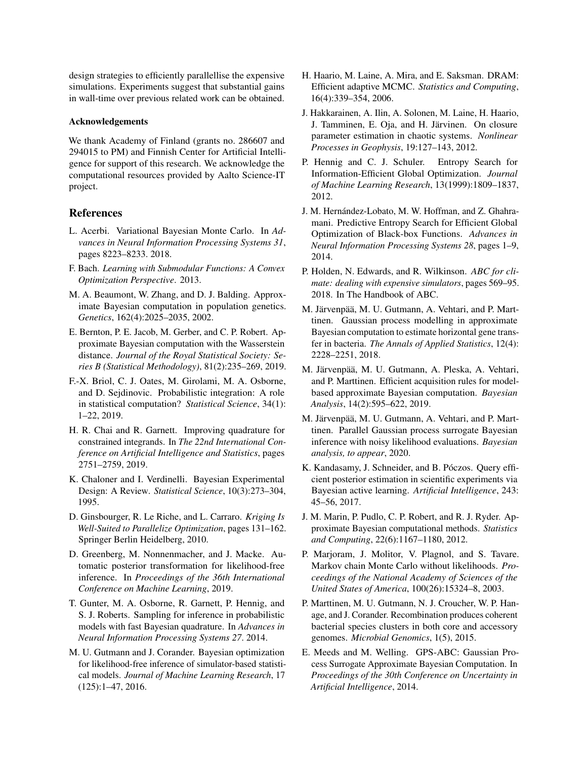design strategies to efficiently parallellise the expensive simulations. Experiments suggest that substantial gains in wall-time over previous related work can be obtained.

#### Acknowledgements

We thank Academy of Finland (grants no. 286607 and 294015 to PM) and Finnish Center for Artificial Intelligence for support of this research. We acknowledge the computational resources provided by Aalto Science-IT project.

## References

L. Acerbi. Variational Bayesian Monte Carlo. In *Advances in Neural Information Processing Systems 31*, pages 8223–8233. 2018.

F. Bach. *Learning with Submodular Functions: A Convex Optimization Perspective*. 2013.

M. A. Beaumont, W. Zhang, and D. J. Balding. Approximate Bayesian computation in population genetics. *Genetics*, 162(4):2025–2035, 2002.

E. Bernton, P. E. Jacob, M. Gerber, and C. P. Robert. Approximate Bayesian computation with the Wasserstein distance. *Journal of the Royal Statistical Society: Series B (Statistical Methodology)*, 81(2):235–269, 2019.

F.-X. Briol, C. J. Oates, M. Girolami, M. A. Osborne, and D. Sejdinovic. Probabilistic integration: A role in statistical computation? *Statistical Science*, 34(1): 1–22, 2019.

H. R. Chai and R. Garnett. Improving quadrature for constrained integrands. In *The 22nd International Conference on Artificial Intelligence and Statistics*, pages 2751–2759, 2019.

K. Chaloner and I. Verdinelli. Bayesian Experimental Design: A Review. *Statistical Science*, 10(3):273–304, 1995.

D. Ginsbourger, R. Le Riche, and L. Carraro. *Kriging Is Well-Suited to Parallelize Optimization*, pages 131–162. Springer Berlin Heidelberg, 2010.

D. Greenberg, M. Nonnenmacher, and J. Macke. Automatic posterior transformation for likelihood-free inference. In *Proceedings of the 36th International Conference on Machine Learning*, 2019.

T. Gunter, M. A. Osborne, R. Garnett, P. Hennig, and S. J. Roberts. Sampling for inference in probabilistic models with fast Bayesian quadrature. In *Advances in Neural Information Processing Systems 27*. 2014.

M. U. Gutmann and J. Corander. Bayesian optimization for likelihood-free inference of simulator-based statistical models. *Journal of Machine Learning Research*, 17 (125):1–47, 2016.

H. Haario, M. Laine, A. Mira, and E. Saksman. DRAM: Efficient adaptive MCMC. *Statistics and Computing*, 16(4):339–354, 2006.

J. Hakkarainen, A. Ilin, A. Solonen, M. Laine, H. Haario, J. Tamminen, E. Oja, and H. Järvinen. On closure parameter estimation in chaotic systems. *Nonlinear Processes in Geophysis*, 19:127–143, 2012.

P. Hennig and C. J. Schuler. Entropy Search for Information-Efficient Global Optimization. *Journal of Machine Learning Research*, 13(1999):1809–1837, 2012.

J. M. Hernández-Lobato, M. W. Hoffman, and Z. Ghahramani. Predictive Entropy Search for Efficient Global Optimization of Black-box Functions. *Advances in Neural Information Processing Systems 28*, pages 1–9, 2014.

P. Holden, N. Edwards, and R. Wilkinson. *ABC for climate: dealing with expensive simulators*, pages 569–95. 2018. In The Handbook of ABC.

M. Järvenpää, M. U. Gutmann, A. Vehtari, and P. Marttinen. Gaussian process modelling in approximate Bayesian computation to estimate horizontal gene transfer in bacteria. *The Annals of Applied Statistics*, 12(4): 2228–2251, 2018.

M. Järvenpää, M. U. Gutmann, A. Pleska, A. Vehtari, and P. Marttinen. Efficient acquisition rules for model-based approximate Bayesian computation. *Bayesian Analysis*, 14(2):595–622, 2019.

M. Järvenpää, M. U. Gutmann, A. Vehtari, and P. Marttinen. Parallel Gaussian process surrogate Bayesian inference with noisy likelihood evaluations. *Bayesian analysis, to appear*, 2020.

K. Kandasamy, J. Schneider, and B. Póczos. Query efficient posterior estimation in scientific experiments via Bayesian active learning. *Artificial Intelligence*, 243: 45–56, 2017.

J. M. Marin, P. Pudlo, C. P. Robert, and R. J. Ryder. Approximate Bayesian computational methods. *Statistics and Computing*, 22(6):1167–1180, 2012.

P. Marjoram, J. Molitor, V. Plagnol, and S. Tavare. Markov chain Monte Carlo without likelihoods. *Proceedings of the National Academy of Sciences of the United States of America*, 100(26):15324–8, 2003.

P. Marttinen, M. U. Gutmann, N. J. Croucher, W. P. Hanage, and J. Corander. Recombination produces coherent bacterial species clusters in both core and accessory genomes. *Microbial Genomics*, 1(5), 2015.

E. Meeds and M. Welling. GPS-ABC: Gaussian Process Surrogate Approximate Bayesian Computation. In *Proceedings of the 30th Conference on Uncertainty in Artificial Intelligence*, 2014.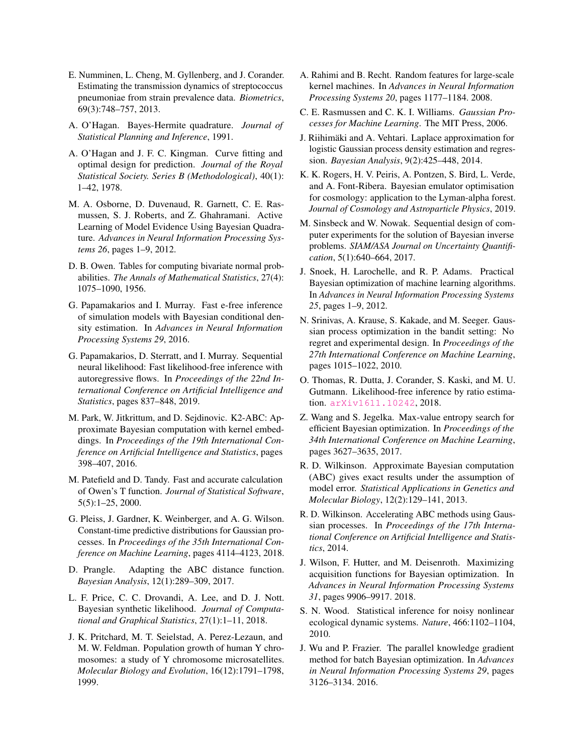E. Numminen, L. Cheng, M. Gyllenberg, and J. Corander. Estimating the transmission dynamics of streptococcus pneumoniae from strain prevalence data. *Biometrics*, 69(3):748–757, 2013.

A. O'Hagan. Bayes-Hermite quadrature. *Journal of Statistical Planning and Inference*, 1991.

A. O'Hagan and J. F. C. Kingman. Curve fitting and optimal design for prediction. *Journal of the Royal Statistical Society. Series B (Methodological)*, 40(1): 1–42, 1978.

M. A. Osborne, D. Duvenaud, R. Garnett, C. E. Rasmussen, S. J. Roberts, and Z. Ghahramani. Active Learning of Model Evidence Using Bayesian Quadrature. *Advances in Neural Information Processing Systems 26*, pages 1–9, 2012.

D. B. Owen. Tables for computing bivariate normal probabilities. *The Annals of Mathematical Statistics*, 27(4): 1075–1090, 1956.

G. Papamakarios and I. Murray. Fast e-free inference of simulation models with Bayesian conditional density estimation. In *Advances in Neural Information Processing Systems 29*, 2016.

G. Papamakarios, D. Sterratt, and I. Murray. Sequential neural likelihood: Fast likelihood-free inference with autoregressive flows. In *Proceedings of the 22nd International Conference on Artificial Intelligence and Statistics*, pages 837–848, 2019.

M. Park, W. Jitkrittum, and D. Sejdinovic. K2-ABC: Approximate Bayesian computation with kernel embeddings. In *Proceedings of the 19th International Conference on Artificial Intelligence and Statistics*, pages 398–407, 2016.

M. Patefield and D. Tandy. Fast and accurate calculation of Owen's T function. *Journal of Statistical Software*, 5(5):1–25, 2000.

G. Pleiss, J. Gardner, K. Weinberger, and A. G. Wilson. Constant-time predictive distributions for Gaussian processes. In *Proceedings of the 35th International Conference on Machine Learning*, pages 4114–4123, 2018.

D. Prangle. Adapting the ABC distance function. *Bayesian Analysis*, 12(1):289–309, 2017.

L. F. Price, C. C. Drovandi, A. Lee, and D. J. Nott. Bayesian synthetic likelihood. *Journal of Computational and Graphical Statistics*, 27(1):1–11, 2018.

J. K. Pritchard, M. T. Seielstad, A. Perez-Lezaun, and M. W. Feldman. Population growth of human Y chromosomes: a study of Y chromosome microsatellites. *Molecular Biology and Evolution*, 16(12):1791–1798, 1999.

A. Rahimi and B. Recht. Random features for large-scale kernel machines. In *Advances in Neural Information Processing Systems 20*, pages 1177–1184. 2008.

C. E. Rasmussen and C. K. I. Williams. *Gaussian Processes for Machine Learning*. The MIT Press, 2006.

J. Riihimäki and A. Vehtari. Laplace approximation for logistic Gaussian process density estimation and regression. *Bayesian Analysis*, 9(2):425–448, 2014.

K. K. Rogers, H. V. Peiris, A. Pontzen, S. Bird, L. Verde, and A. Font-Ribera. Bayesian emulator optimisation for cosmology: application to the Lyman-alpha forest. *Journal of Cosmology and Astroparticle Physics*, 2019.

M. Sinsbeck and W. Nowak. Sequential design of computer experiments for the solution of Bayesian inverse problems. *SIAM/ASA Journal on Uncertainty Quantification*, 5(1):640–664, 2017.

J. Snoek, H. Larochelle, and R. P. Adams. Practical Bayesian optimization of machine learning algorithms. In *Advances in Neural Information Processing Systems 25*, pages 1–9, 2012.

N. Srinivas, A. Krause, S. Kakade, and M. Seeger. Gaussian process optimization in the bandit setting: No regret and experimental design. In *Proceedings of the 27th International Conference on Machine Learning*, pages 1015–1022, 2010.

O. Thomas, R. Dutta, J. Corander, S. Kaski, and M. U. Gutmann. Likelihood-free inference by ratio estimation. arXiv1611.10242, 2018.

Z. Wang and S. Jegelka. Max-value entropy search for efficient Bayesian optimization. In *Proceedings of the 34th International Conference on Machine Learning*, pages 3627–3635, 2017.

R. D. Wilkinson. Approximate Bayesian computation (ABC) gives exact results under the assumption of model error. *Statistical Applications in Genetics and Molecular Biology*, 12(2):129–141, 2013.

R. D. Wilkinson. Accelerating ABC methods using Gaussian processes. In *Proceedings of the 17th International Conference on Artificial Intelligence and Statistics*, 2014.

J. Wilson, F. Hutter, and M. Deisenroth. Maximizing acquisition functions for Bayesian optimization. In *Advances in Neural Information Processing Systems 31*, pages 9906–9917. 2018.

S. N. Wood. Statistical inference for noisy nonlinear ecological dynamic systems. *Nature*, 466:1102–1104, 2010.

J. Wu and P. Frazier. The parallel knowledge gradient method for batch Bayesian optimization. In *Advances in Neural Information Processing Systems 29*, pages 3126–3134. 2016.